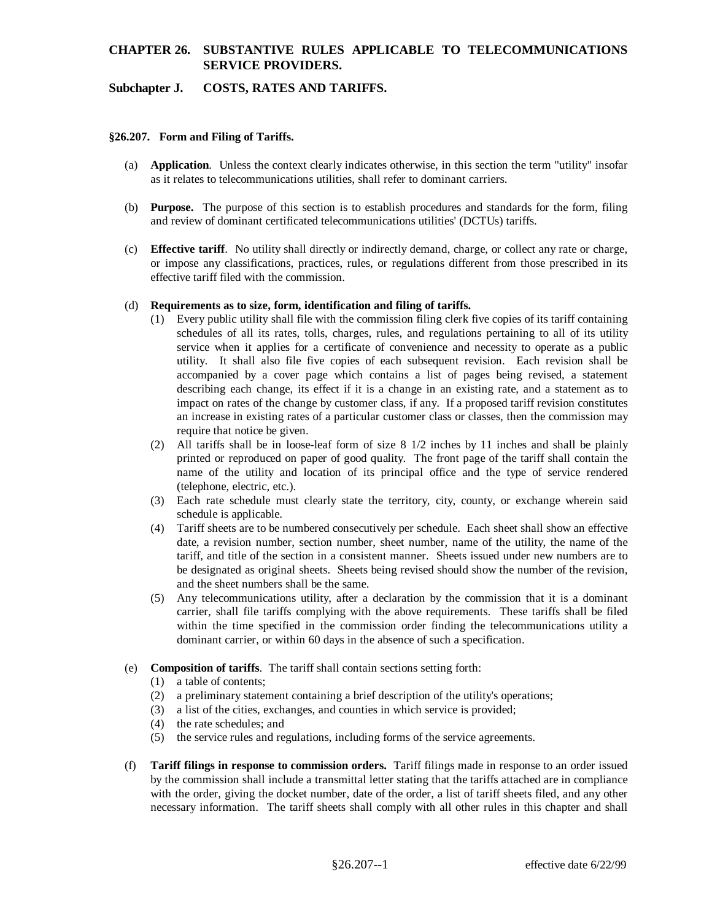# CHAPTER 26. SUBSTANTIVE RULES APPLICABLE TO TELECOMMUNICATIONS SERVICE PROVIDERS.

## Subchapter J. COSTS, RATES AND TARIFFS.

### §26.207. Form and Filing of Tariffs.

(a) **Application**. Unless the context clearly indicates otherwise, in this section the term "utility" insofar as it relates to telecommunications utilities, shall refer to dominant carriers.

(b) **Purpose.** The purpose of this section is to establish procedures and standards for the form, filing and review of dominant certificated telecommunications utilities' (DCTUs) tariffs.

(c) **Effective tariff**. No utility shall directly or indirectly demand, charge, or collect any rate or charge, or impose any classifications, practices, rules, or regulations different from those prescribed in its effective tariff filed with the commission.

(d) **Requirements as to size, form, identification and filing of tariffs.**

(1) Every public utility shall file with the commission filing clerk five copies of its tariff containing schedules of all its rates, tolls, charges, rules, and regulations pertaining to all of its utility service when it applies for a certificate of convenience and necessity to operate as a public utility. It shall also file five copies of each subsequent revision. Each revision shall be accompanied by a cover page which contains a list of pages being revised, a statement describing each change, its effect if it is a change in an existing rate, and a statement as to impact on rates of the change by customer class, if any. If a proposed tariff revision constitutes an increase in existing rates of a particular customer class or classes, then the commission may require that notice be given.

(2) All tariffs shall be in loose-leaf form of size 8 1/2 inches by 11 inches and shall be plainly printed or reproduced on paper of good quality. The front page of the tariff shall contain the name of the utility and location of its principal office and the type of service rendered (telephone, electric, etc.).

(3) Each rate schedule must clearly state the territory, city, county, or exchange wherein said schedule is applicable.

(4) Tariff sheets are to be numbered consecutively per schedule. Each sheet shall show an effective date, a revision number, section number, sheet number, name of the utility, the name of the tariff, and title of the section in a consistent manner. Sheets issued under new numbers are to be designated as original sheets. Sheets being revised should show the number of the revision, and the sheet numbers shall be the same.

(5) Any telecommunications utility, after a declaration by the commission that it is a dominant carrier, shall file tariffs complying with the above requirements. These tariffs shall be filed within the time specified in the commission order finding the telecommunications utility a dominant carrier, or within 60 days in the absence of such a specification.

(e) **Composition of tariffs**. The tariff shall contain sections setting forth:

(1) a table of contents;

(2) a preliminary statement containing a brief description of the utility's operations;

(3) a list of the cities, exchanges, and counties in which service is provided;

(4) the rate schedules; and

(5) the service rules and regulations, including forms of the service agreements.

(f) **Tariff filings in response to commission orders.** Tariff filings made in response to an order issued by the commission shall include a transmittal letter stating that the tariffs attached are in compliance with the order, giving the docket number, date of the order, a list of tariff sheets filed, and any other necessary information. The tariff sheets shall comply with all other rules in this chapter and shall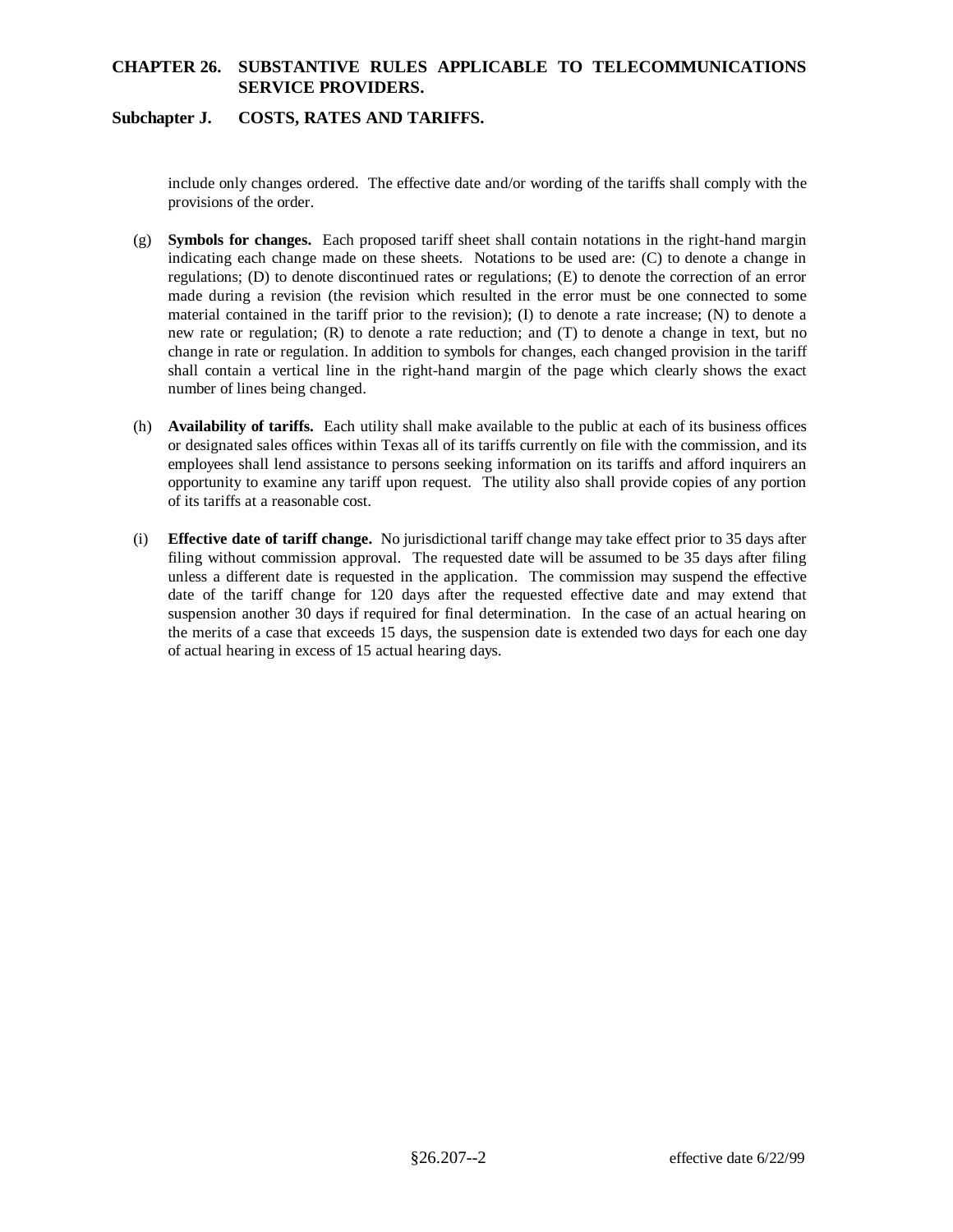include only changes ordered. The effective date and/or wording of the tariffs shall comply with the provisions of the order.

(g) **Symbols for changes.** Each proposed tariff sheet shall contain notations in the right-hand margin indicating each change made on these sheets. Notations to be used are: (C) to denote a change in regulations; (D) to denote discontinued rates or regulations; (E) to denote the correction of an error made during a revision (the revision which resulted in the error must be one connected to some material contained in the tariff prior to the revision); (I) to denote a rate increase; (N) to denote a new rate or regulation; (R) to denote a rate reduction; and (T) to denote a change in text, but no change in rate or regulation. In addition to symbols for changes, each changed provision in the tariff shall contain a vertical line in the right-hand margin of the page which clearly shows the exact number of lines being changed.

(h) **Availability of tariffs.** Each utility shall make available to the public at each of its business offices or designated sales offices within Texas all of its tariffs currently on file with the commission, and its employees shall lend assistance to persons seeking information on its tariffs and afford inquirers an opportunity to examine any tariff upon request. The utility also shall provide copies of any portion of its tariffs at a reasonable cost.

(i) **Effective date of tariff change.** No jurisdictional tariff change may take effect prior to 35 days after filing without commission approval. The requested date will be assumed to be 35 days after filing unless a different date is requested in the application. The commission may suspend the effective date of the tariff change for 120 days after the requested effective date and may extend that suspension another 30 days if required for final determination. In the case of an actual hearing on the merits of a case that exceeds 15 days, the suspension date is extended two days for each one day of actual hearing in excess of 15 actual hearing days.